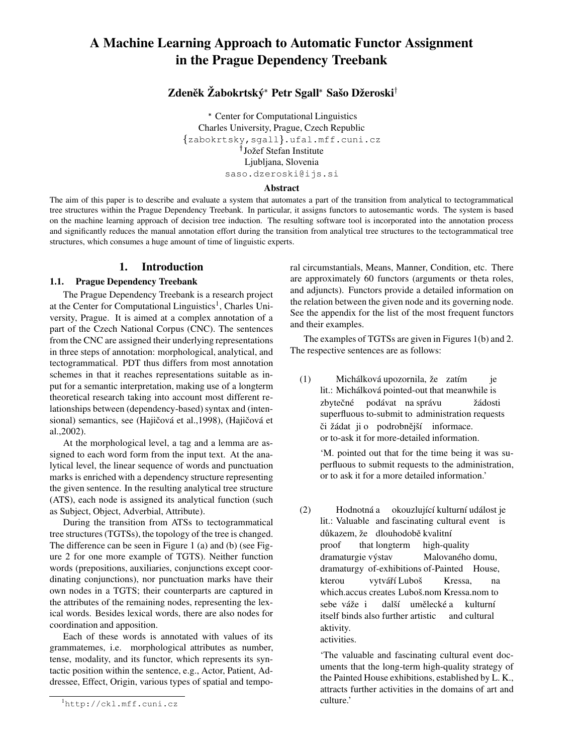# A Machine Learning Approach to Automatic Functor Assignment in the Prague Dependency Treebank

**Zdeněk Žabokrtský* Petr Sgall* Sašo Džeroski†**

\* Center for Computational Linguistics
Charles University, Prague, Czech Republic
{zabokrtsky,sgall}.ufal.mff.cuni.cz
† Jožef Stefan Institute
Ljubljana, Slovenia
saso.dzeroski@ijs.si

### Abstract

The aim of this paper is to describe and evaluate a system that automates a part of the transition from analytical to tectogrammatical tree structures within the Prague Dependency Treebank. In particular, it assigns functors to autosemantic words. The system is based on the machine learning approach of decision tree induction. The resulting software tool is incorporated into the annotation process and significantly reduces the manual annotation effort during the transition from analytical tree structures to the tectogrammatical tree structures, which consumes a huge amount of time of linguistic experts.

## 1. Introduction

### 1.1. Prague Dependency Treebank

The Prague Dependency Treebank is a research project at the Center for Computational Linguistics[1], Charles University, Prague. It is aimed at a complex annotation of a part of the Czech National Corpus (CNC). The sentences from the CNC are assigned their underlying representations in three steps of annotation: morphological, analytical, and tectogrammatical. PDT thus differs from most annotation schemes in that it reaches representations suitable as input for a semantic interpretation, making use of a longterm theoretical research taking into account most different relationships between (dependency-based) syntax and (intensional) semantics, see (Hajičová et al.,1998), (Hajičová et al.,2002).

At the morphological level, a tag and a lemma are assigned to each word form from the input text. At the analytical level, the linear sequence of words and punctuation marks is enriched with a dependency structure representing the given sentence. In the resulting analytical tree structure (ATS), each node is assigned its analytical function (such as Subject, Object, Adverbial, Attribute).

During the transition from ATSs to tectogrammatical tree structures (TGTSs), the topology of the tree is changed. The difference can be seen in Figure 1 (a) and (b) (see Figure 2 for one more example of TGTS). Neither function words (prepositions, auxiliaries, conjunctions except coordinating conjunctions), nor punctuation marks have their own nodes in a TGTS; their counterparts are captured in the attributes of the remaining nodes, representing the lexical words. Besides lexical words, there are also nodes for coordination and apposition.

Each of these words is annotated with values of its grammatemes, i.e. morphological attributes as number, tense, modality, and its functor, which represents its syntactic position within the sentence, e.g., Actor, Patient, Addressee, Effect, Origin, various types of spatial and temporal circumstantials, Means, Manner, Condition, etc. There are approximately 60 functors (arguments or theta roles, and adjuncts). Functors provide a detailed information on the relation between the given node and its governing node. See the appendix for the list of the most frequent functors and their examples.

The examples of TGTSs are given in Figures 1(b) and 2. The respective sentences are as follows:

(1) Michálková upozornila, že zatím je
lit.: Michálková pointed-out that meanwhile is
zbytečné podávat na správu žádosti
superfluous to-submit to administration requests
či žádat ji o podrobnější informace.
or to-ask it for more-detailed information.

'M. pointed out that for the time being it was superfluous to submit requests to the administration, or to ask it for a more detailed information.'

(2) Hodnotná a okouzlující kulturní událost je
lit.: Valuable and fascinating cultural event is
důkazem, že dlouhodobě kvalitní
proof that longterm high-quality
dramaturgie výstav Malovaného domu,
dramaturgy of-exhibitions of-Painted House,
kterou vytváří Luboš Kressa, na
which.accus creates Luboš.nom Kressa.nom to
sebe váže i další umělecké a kulturní
itself binds also further artistic and cultural
aktivity.
activities.

'The valuable and fascinating cultural event documents that the long-term high-quality strategy of the Painted House exhibitions, established by L. K., attracts further activities in the domains of art and culture.'

[1] http://ckl.mff.cuni.cz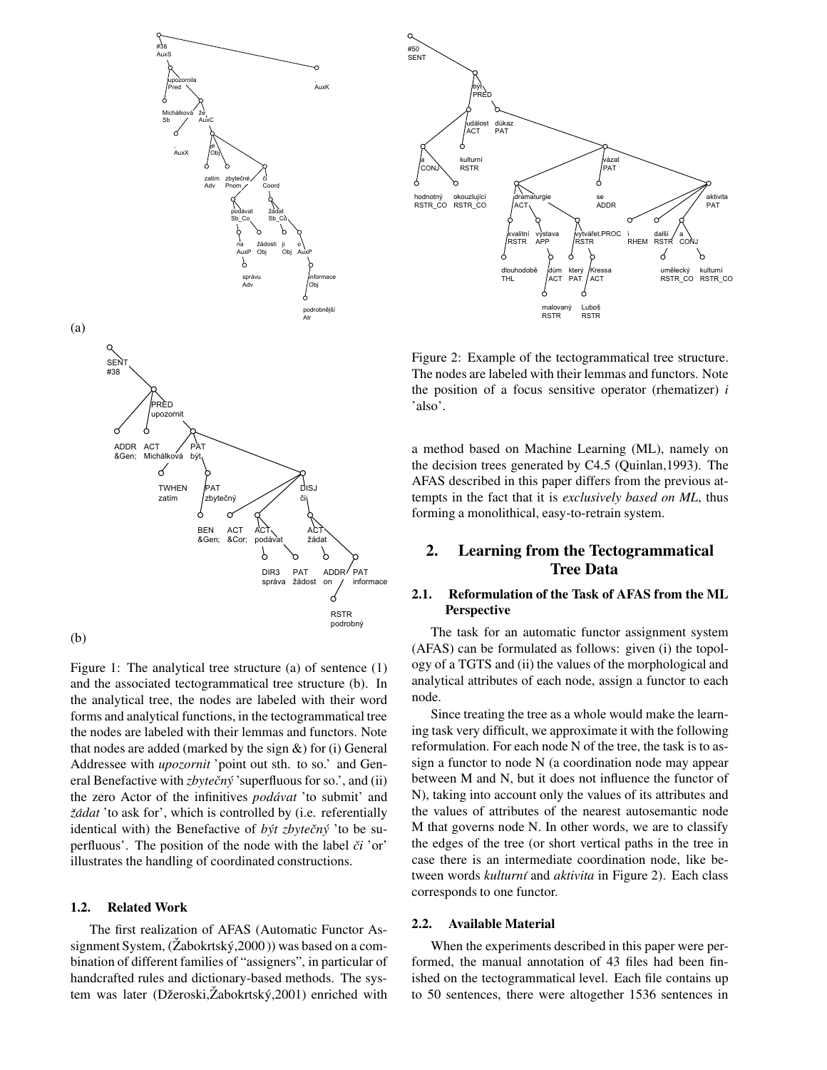(a)

(b)

Figure 1: The analytical tree structure (a) of sentence (1) and the associated tectogrammatical tree structure (b). In the analytical tree, the nodes are labeled with their word forms and analytical functions, in the tectogrammatical tree the nodes are labeled with their lemmas and functors. Note that nodes are added (marked by the sign &) for (i) General Addressee with *upozornit* 'point out sth. to so.' and General Benefactive with *zbytečný* 'superfluous for so.', and (ii) the zero Actor of the infinitives *podávat* 'to submit' and *žádat* 'to ask for', which is controlled by (i.e. referentially identical with) the Benefactive of *být zbytečný* 'to be superfluous'. The position of the node with the label *či* 'or' illustrates the handling of coordinated constructions.

### 1.2. Related Work

The first realization of AFAS (Automatic Functor Assignment System, (Žabokrtský,2000 )) was based on a combination of different families of "assigners", in particular of handcrafted rules and dictionary-based methods. The system was later (Džeroski,Žabokrtský,2001) enriched with a method based on Machine Learning (ML), namely on the decision trees generated by C4.5 (Quinlan,1993). The AFAS described in this paper differs from the previous attempts in the fact that it is *exclusively based on ML*, thus forming a monolithical, easy-to-retrain system.

Figure 2: Example of the tectogrammatical tree structure. The nodes are labeled with their lemmas and functors. Note the position of a focus sensitive operator (rhematizer) *i* 'also'.

## 2. Learning from the Tectogrammatical Tree Data

### 2.1. Reformulation of the Task of AFAS from the ML Perspective

The task for an automatic functor assignment system (AFAS) can be formulated as follows: given (i) the topology of a TGTS and (ii) the values of the morphological and analytical attributes of each node, assign a functor to each node.

Since treating the tree as a whole would make the learning task very difficult, we approximate it with the following reformulation. For each node N of the tree, the task is to assign a functor to node N (a coordination node may appear between M and N, but it does not influence the functor of N), taking into account only the values of its attributes and the values of attributes of the nearest autosemantic node M that governs node N. In other words, we are to classify the edges of the tree (or short vertical paths in the tree in case there is an intermediate coordination node, like between words *kulturní* and *aktivita* in Figure 2). Each class corresponds to one functor.

### 2.2. Available Material

When the experiments described in this paper were performed, the manual annotation of 43 files had been finished on the tectogrammatical level. Each file contains up to 50 sentences, there were altogether 1536 sentences in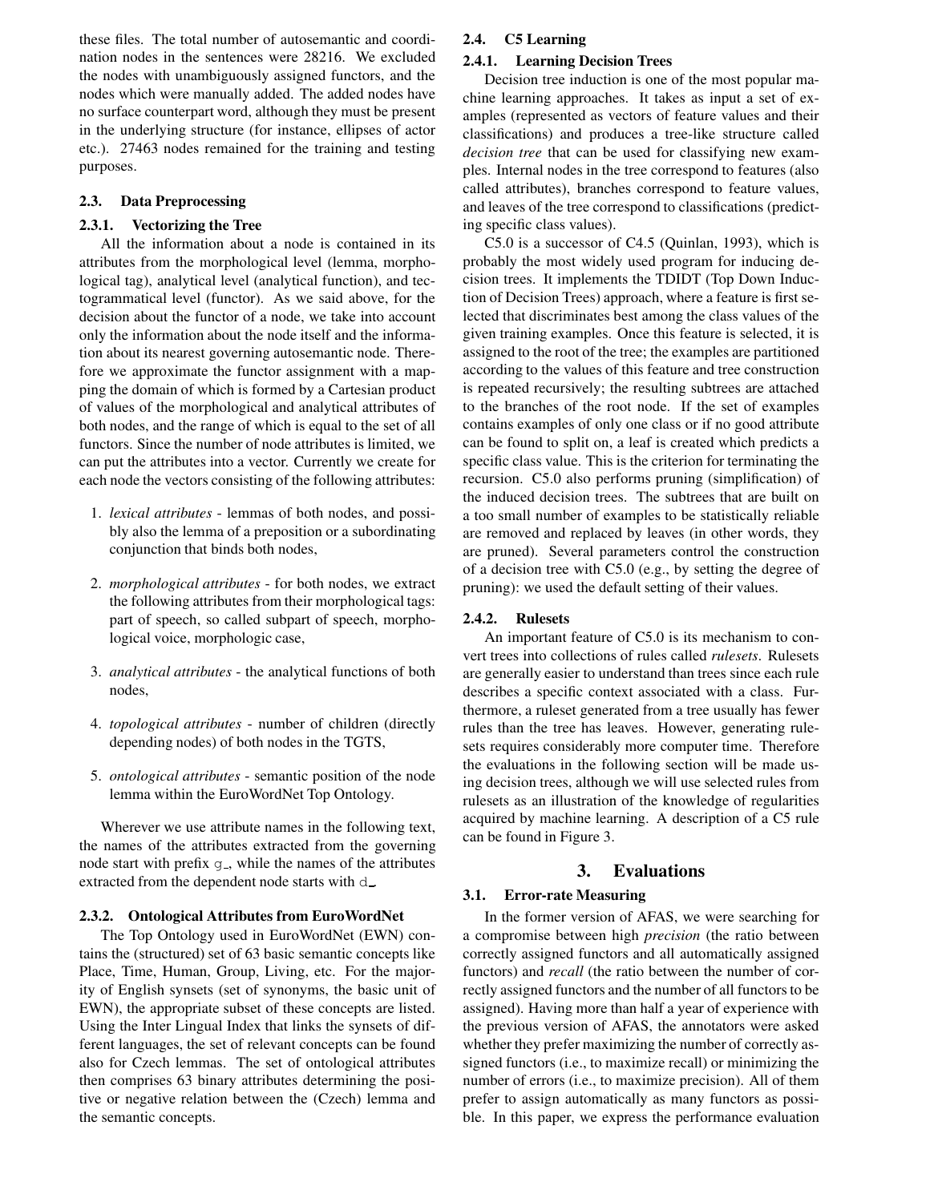these files. The total number of autosemantic and coordination nodes in the sentences were 28216. We excluded the nodes with unambiguously assigned functors, and the nodes which were manually added. The added nodes have no surface counterpart word, although they must be present in the underlying structure (for instance, ellipses of actor etc.). 27463 nodes remained for the training and testing purposes.

### 2.3. Data Preprocessing

#### 2.3.1. Vectorizing the Tree

All the information about a node is contained in its attributes from the morphological level (lemma, morphological tag), analytical level (analytical function), and tectogrammatical level (functor). As we said above, for the decision about the functor of a node, we take into account only the information about the node itself and the information about its nearest governing autosemantic node. Therefore we approximate the functor assignment with a mapping the domain of which is formed by a Cartesian product of values of the morphological and analytical attributes of both nodes, and the range of which is equal to the set of all functors. Since the number of node attributes is limited, we can put the attributes into a vector. Currently we create for each node the vectors consisting of the following attributes:

1. *lexical attributes* - lemmas of both nodes, and possibly also the lemma of a preposition or a subordinating conjunction that binds both nodes,
2. *morphological attributes* - for both nodes, we extract the following attributes from their morphological tags: part of speech, so called subpart of speech, morphological voice, morphologic case,
3. *analytical attributes* - the analytical functions of both nodes,
4. *topological attributes* - number of children (directly depending nodes) of both nodes in the TGTS,
5. *ontological attributes* - semantic position of the node lemma within the EuroWordNet Top Ontology.

Wherever we use attribute names in the following text, the names of the attributes extracted from the governing node start with prefix `g_`, while the names of the attributes extracted from the dependent node starts with `d_`

#### 2.3.2. Ontological Attributes from EuroWordNet

The Top Ontology used in EuroWordNet (EWN) contains the (structured) set of 63 basic semantic concepts like Place, Time, Human, Group, Living, etc. For the majority of English synsets (set of synonyms, the basic unit of EWN), the appropriate subset of these concepts are listed. Using the Inter Lingual Index that links the synsets of different languages, the set of relevant concepts can be found also for Czech lemmas. The set of ontological attributes then comprises 63 binary attributes determining the positive or negative relation between the (Czech) lemma and the semantic concepts.

### 2.4. C5 Learning

#### 2.4.1. Learning Decision Trees

Decision tree induction is one of the most popular machine learning approaches. It takes as input a set of examples (represented as vectors of feature values and their classifications) and produces a tree-like structure called *decision tree* that can be used for classifying new examples. Internal nodes in the tree correspond to features (also called attributes), branches correspond to feature values, and leaves of the tree correspond to classifications (predicting specific class values).

C5.0 is a successor of C4.5 (Quinlan, 1993), which is probably the most widely used program for inducing decision trees. It implements the TDIDT (Top Down Induction of Decision Trees) approach, where a feature is first selected that discriminates best among the class values of the given training examples. Once this feature is selected, it is assigned to the root of the tree; the examples are partitioned according to the values of this feature and tree construction is repeated recursively; the resulting subtrees are attached to the branches of the root node. If the set of examples contains examples of only one class or if no good attribute can be found to split on, a leaf is created which predicts a specific class value. This is the criterion for terminating the recursion. C5.0 also performs pruning (simplification) of the induced decision trees. The subtrees that are built on a too small number of examples to be statistically reliable are removed and replaced by leaves (in other words, they are pruned). Several parameters control the construction of a decision tree with C5.0 (e.g., by setting the degree of pruning): we used the default setting of their values.

#### 2.4.2. Rulesets

An important feature of C5.0 is its mechanism to convert trees into collections of rules called *rulesets*. Rulesets are generally easier to understand than trees since each rule describes a specific context associated with a class. Furthermore, a ruleset generated from a tree usually has fewer rules than the tree has leaves. However, generating rulesets requires considerably more computer time. Therefore the evaluations in the following section will be made using decision trees, although we will use selected rules from rulesets as an illustration of the knowledge of regularities acquired by machine learning. A description of a C5 rule can be found in Figure 3.

## 3. Evaluations

### 3.1. Error-rate Measuring

In the former version of AFAS, we were searching for a compromise between high *precision* (the ratio between correctly assigned functors and all automatically assigned functors) and *recall* (the ratio between the number of correctly assigned functors and the number of all functors to be assigned). Having more than half a year of experience with the previous version of AFAS, the annotators were asked whether they prefer maximizing the number of correctly assigned functors (i.e., to maximize recall) or minimizing the number of errors (i.e., to maximize precision). All of them prefer to assign automatically as many functors as possible. In this paper, we express the performance evaluation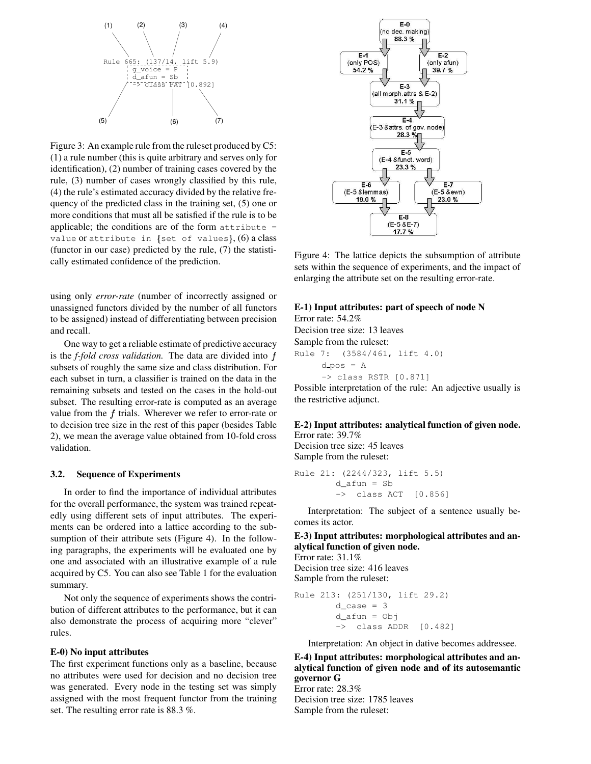```
(1)          (2)            (3)           (4)

Rule 665: (137/14, lift 5.9)
    g_voice = P
    d_afun = Sb
    -> class PAT [0.892]

(5)              (6)            (7)
```

Figure 3: An example rule from the ruleset produced by C5: (1) a rule number (this is quite arbitrary and serves only for identification), (2) number of training cases covered by the rule, (3) number of cases wrongly classified by this rule, (4) the rule's estimated accuracy divided by the relative frequency of the predicted class in the training set, (5) one or more conditions that must all be satisfied if the rule is to be applicable; the conditions are of the form `attribute = value` or `attribute in {set of values}`, (6) a class (functor in our case) predicted by the rule, (7) the statistically estimated confidence of the prediction.

using only *error-rate* (number of incorrectly assigned or unassigned functors divided by the number of all functors to be assigned) instead of differentiating between precision and recall.

One way to get a reliable estimate of predictive accuracy is the *f-fold cross validation.* The data are divided into $f$ subsets of roughly the same size and class distribution. For each subset in turn, a classifier is trained on the data in the remaining subsets and tested on the cases in the hold-out subset. The resulting error-rate is computed as an average value from the $f$ trials. Wherever we refer to error-rate or to decision tree size in the rest of this paper (besides Table 2), we mean the average value obtained from 10-fold cross validation.

### 3.2. Sequence of Experiments

In order to find the importance of individual attributes for the overall performance, the system was trained repeatedly using different sets of input attributes. The experiments can be ordered into a lattice according to the subsumption of their attribute sets (Figure 4). In the following paragraphs, the experiments will be evaluated one by one and associated with an illustrative example of a rule acquired by C5. You can also see Table 1 for the evaluation summary.

Not only the sequence of experiments shows the contribution of different attributes to the performance, but it can also demonstrate the process of acquiring more "clever" rules.

**E-0) No input attributes**

The first experiment functions only as a baseline, because no attributes were used for decision and no decision tree was generated. Every node in the testing set was simply assigned with the most frequent functor from the training set. The resulting error rate is 88.3 %.

```
E-0 (no dec. making) 88.3 %
E-1 (only POS) 54.2 %          E-2 (only afun) 39.7 %
E-3 (all morph.attrs & E-2) 31.1 %
E-4 (E-3 &attrs. of gov. node) 28.3 %
E-5 (E-4 &funct. word) 23.3 %
E-6 (E-5 &lemmas) 19.0 %       E-7 (E-5 &ewn) 23.0 %
E-8 (E-5 &E-7) 17.7 %
```

Figure 4: The lattice depicts the subsumption of attribute sets within the sequence of experiments, and the impact of enlarging the attribute set on the resulting error-rate.

**E-1) Input attributes: part of speech of node N**

Error rate: 54.2%
Decision tree size: 13 leaves
Sample from the ruleset:

```
Rule 7:  (3584/461, lift 4.0)
      d_pos = A
      -> class RSTR [0.871]
```

Possible interpretation of the rule: An adjective usually is the restrictive adjunct.

**E-2) Input attributes: analytical function of given node.**

Error rate: 39.7%
Decision tree size: 45 leaves
Sample from the ruleset:

```
Rule 21: (2244/323, lift 5.5)
        d_afun = Sb
        ->  class ACT  [0.856]
```

Interpretation: The subject of a sentence usually becomes its actor.

**E-3) Input attributes: morphological attributes and analytical function of given node.**

Error rate: 31.1%
Decision tree size: 416 leaves
Sample from the ruleset:

```
Rule 213: (251/130, lift 29.2)
        d_case = 3
        d_afun = Obj
        ->  class ADDR  [0.482]
```

Interpretation: An object in dative becomes addressee.

**E-4) Input attributes: morphological attributes and analytical function of given node and of its autosemantic governor G**

Error rate: 28.3%
Decision tree size: 1785 leaves
Sample from the ruleset: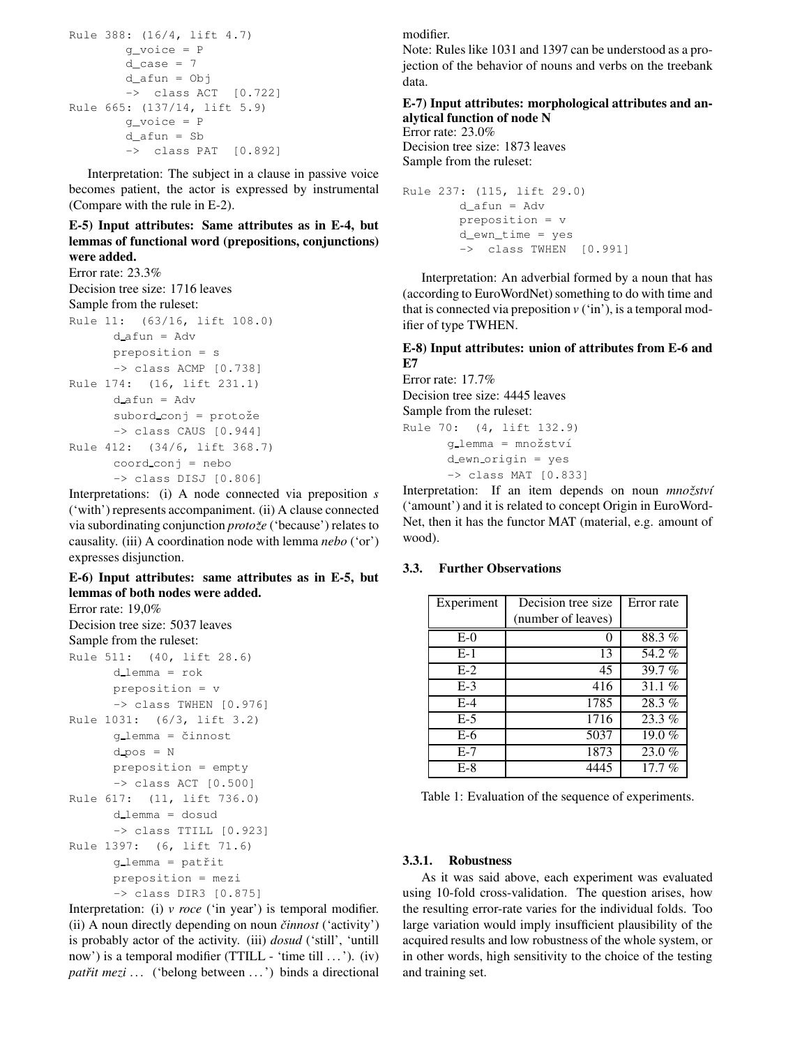```
Rule 388: (16/4, lift 4.7)
        g_voice = P
        d_case = 7
        d_afun = Obj
        ->  class ACT  [0.722]
Rule 665: (137/14, lift 5.9)
        g_voice = P
        d_afun = Sb
        ->  class PAT  [0.892]
```

Interpretation: The subject in a clause in passive voice becomes patient, the actor is expressed by instrumental (Compare with the rule in E-2).

**E-5) Input attributes: Same attributes as in E-4, but lemmas of functional word (prepositions, conjunctions) were added.**

Error rate: 23.3%
Decision tree size: 1716 leaves
Sample from the ruleset:

```
Rule 11:  (63/16, lift 108.0)
      d_afun = Adv
      preposition = s
      -> class ACMP [0.738]
Rule 174:  (16, lift 231.1)
      d_afun = Adv
      subord_conj = protože
      -> class CAUS [0.944]
Rule 412:  (34/6, lift 368.7)
      coord_conj = nebo
      -> class DISJ [0.806]
```

Interpretations: (i) A node connected via preposition *s* ('with') represents accompaniment. (ii) A clause connected via subordinating conjunction *protože* ('because') relates to causality. (iii) A coordination node with lemma *nebo* ('or') expresses disjunction.

**E-6) Input attributes: same attributes as in E-5, but lemmas of both nodes were added.**

Error rate: 19,0%
Decision tree size: 5037 leaves
Sample from the ruleset:

```
Rule 511:  (40, lift 28.6)
      d_lemma = rok
      preposition = v
      -> class TWHEN [0.976]
Rule 1031:  (6/3, lift 3.2)
      g_lemma = činnost
      d_pos = N
      preposition = empty
      -> class ACT [0.500]
Rule 617:  (11, lift 736.0)
      d_lemma = dosud
      -> class TTILL [0.923]
Rule 1397:  (6, lift 71.6)
      g_lemma = patřit
      preposition = mezi
      -> class DIR3 [0.875]
```

Interpretation: (i) *v roce* ('in year') is temporal modifier. (ii) A noun directly depending on noun *činnost* ('activity') is probably actor of the activity. (iii) *dosud* ('still', 'untill now') is a temporal modifier (TTILL - 'time till ...'). (iv) *patřit mezi* ... ('belong between ...') binds a directional modifier.

Note: Rules like 1031 and 1397 can be understood as a projection of the behavior of nouns and verbs on the treebank data.

**E-7) Input attributes: morphological attributes and analytical function of node N**

Error rate: 23.0%
Decision tree size: 1873 leaves
Sample from the ruleset:

```
Rule 237: (115, lift 29.0)
        d_afun = Adv
        preposition = v
        d_ewn_time = yes
        ->  class TWHEN  [0.991]
```

Interpretation: An adverbial formed by a noun that has (according to EuroWordNet) something to do with time and that is connected via preposition *v* ('in'), is a temporal modifier of type TWHEN.

**E-8) Input attributes: union of attributes from E-6 and E7**

Error rate: 17.7%
Decision tree size: 4445 leaves
Sample from the ruleset:

```
Rule 70:  (4, lift 132.9)
      g_lemma = množství
      d_ewn_origin = yes
      -> class MAT [0.833]
```

Interpretation: If an item depends on noun *množství* ('amount') and it is related to concept Origin in EuroWordNet, then it has the functor MAT (material, e.g. amount of wood).

### 3.3. Further Observations

| Experiment | Decision tree size (number of leaves) | Error rate |
|---|---|---|
| E-0 | 0 | 88.3 % |
| E-1 | 13 | 54.2 % |
| E-2 | 45 | 39.7 % |
| E-3 | 416 | 31.1 % |
| E-4 | 1785 | 28.3 % |
| E-5 | 1716 | 23.3 % |
| E-6 | 5037 | 19.0 % |
| E-7 | 1873 | 23.0 % |
| E-8 | 4445 | 17.7 % |

Table 1: Evaluation of the sequence of experiments.

#### 3.3.1. Robustness

As it was said above, each experiment was evaluated using 10-fold cross-validation. The question arises, how the resulting error-rate varies for the individual folds. Too large variation would imply insufficient plausibility of the acquired results and low robustness of the whole system, or in other words, high sensitivity to the choice of the testing and training set.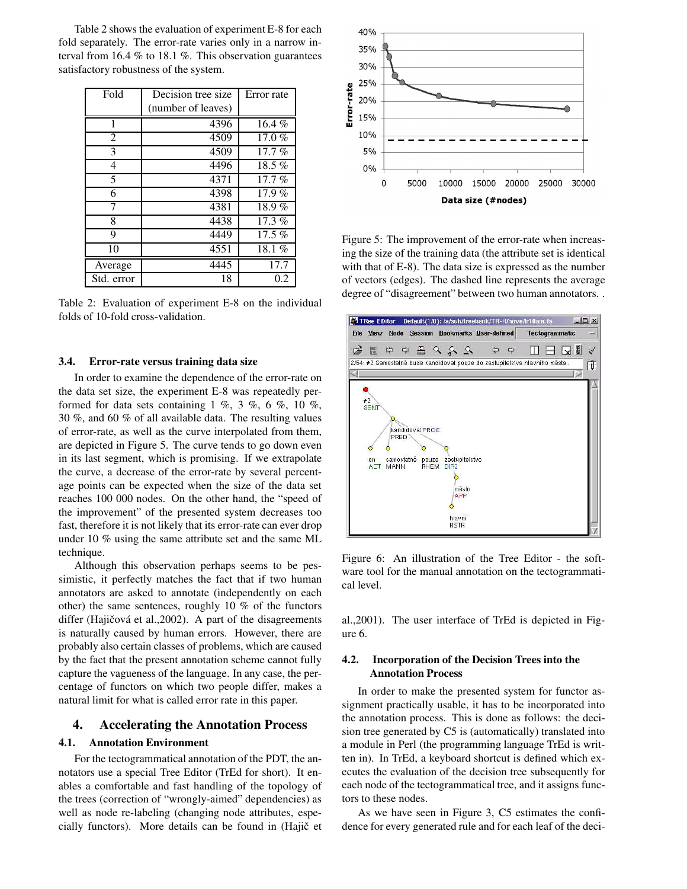Table 2 shows the evaluation of experiment E-8 for each fold separately. The error-rate varies only in a narrow interval from 16.4 % to 18.1 %. This observation guarantees satisfactory robustness of the system.

| Fold | Decision tree size (number of leaves) | Error rate |
|---|---|---|
| 1 | 4396 | 16.4 % |
| 2 | 4509 | 17.0 % |
| 3 | 4509 | 17.7 % |
| 4 | 4496 | 18.5 % |
| 5 | 4371 | 17.7 % |
| 6 | 4398 | 17.9 % |
| 7 | 4381 | 18.9 % |
| 8 | 4438 | 17.3 % |
| 9 | 4449 | 17.5 % |
| 10 | 4551 | 18.1 % |
| Average | 4445 | 17.7 |
| Std. error | 18 | 0.2 |

Table 2: Evaluation of experiment E-8 on the individual folds of 10-fold cross-validation.

### 3.4. Error-rate versus training data size

In order to examine the dependence of the error-rate on the data set size, the experiment E-8 was repeatedly performed for data sets containing 1 %, 3 %, 6 %, 10 %, 30 %, and 60 % of all available data. The resulting values of error-rate, as well as the curve interpolated from them, are depicted in Figure 5. The curve tends to go down even in its last segment, which is promising. If we extrapolate the curve, a decrease of the error-rate by several percentage points can be expected when the size of the data set reaches 100 000 nodes. On the other hand, the "speed of the improvement" of the presented system decreases too fast, therefore it is not likely that its error-rate can ever drop under 10 % using the same attribute set and the same ML technique.

Although this observation perhaps seems to be pessimistic, it perfectly matches the fact that if two human annotators are asked to annotate (independently on each other) the same sentences, roughly 10 % of the functors differ (Hajičová et al.,2002). A part of the disagreements is naturally caused by human errors. However, there are probably also certain classes of problems, which are caused by the fact that the present annotation scheme cannot fully capture the vagueness of the language. In any case, the percentage of functors on which two people differ, makes a natural limit for what is called error rate in this paper.

Figure 5: The improvement of the error-rate when increasing the size of the training data (the attribute set is identical with that of E-8). The data size is expressed as the number of vectors (edges). The dashed line represents the average degree of "disagreement" between two human annotators. .

Figure 6: An illustration of the Tree Editor - the software tool for the manual annotation on the tectogrammatical level.

## 4. Accelerating the Annotation Process

### 4.1. Annotation Environment

For the tectogrammatical annotation of the PDT, the annotators use a special Tree Editor (TrEd for short). It enables a comfortable and fast handling of the topology of the trees (correction of "wrongly-aimed" dependencies) as well as node re-labeling (changing node attributes, especially functors). More details can be found in (Hajič et al.,2001). The user interface of TrEd is depicted in Figure 6.

### 4.2. Incorporation of the Decision Trees into the Annotation Process

In order to make the presented system for functor assignment practically usable, it has to be incorporated into the annotation process. This is done as follows: the decision tree generated by C5 is (automatically) translated into a module in Perl (the programming language TrEd is written in). In TrEd, a keyboard shortcut is defined which executes the evaluation of the decision tree subsequently for each node of the tectogrammatical tree, and it assigns functors to these nodes.

As we have seen in Figure 3, C5 estimates the confidence for every generated rule and for each leaf of the deci-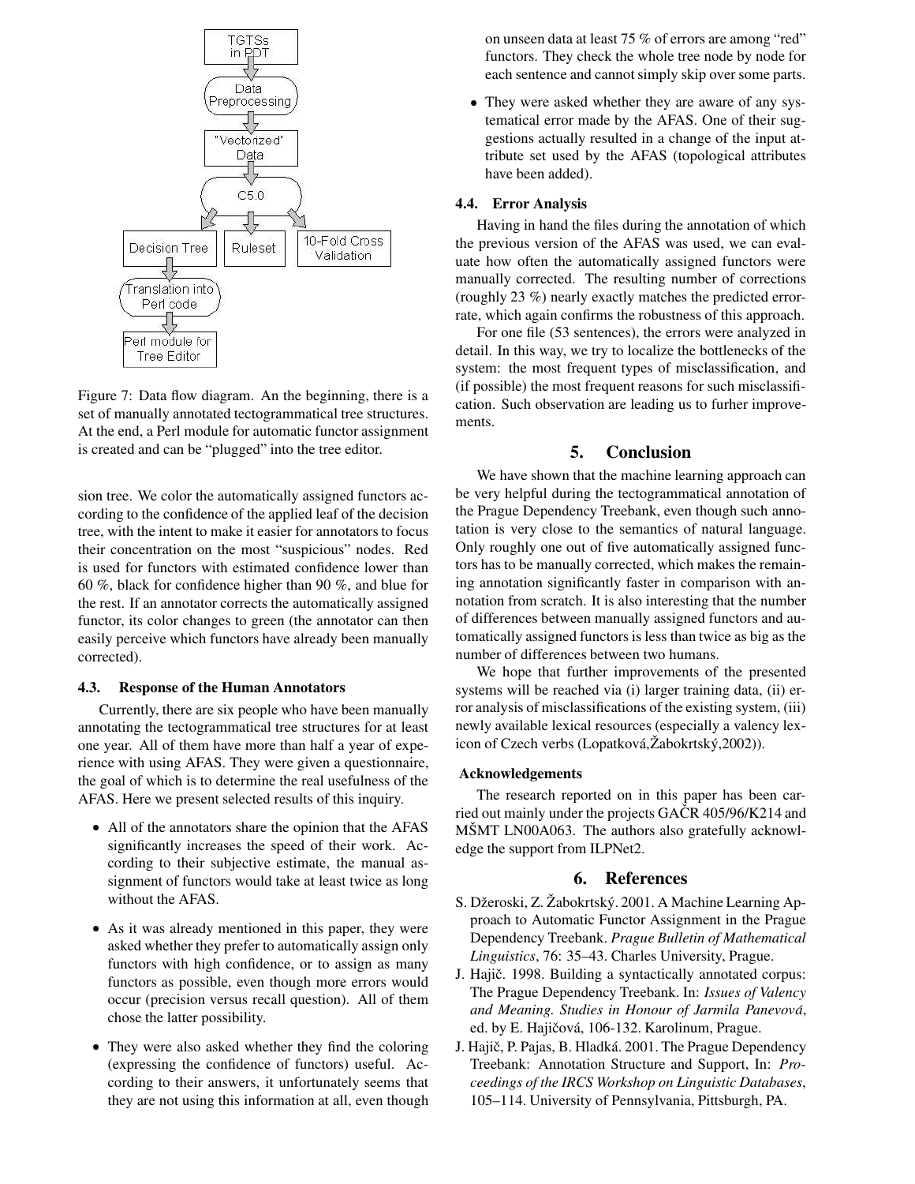Figure 7: Data flow diagram. An the beginning, there is a set of manually annotated tectogrammatical tree structures. At the end, a Perl module for automatic functor assignment is created and can be "plugged" into the tree editor.

sion tree. We color the automatically assigned functors according to the confidence of the applied leaf of the decision tree, with the intent to make it easier for annotators to focus their concentration on the most "suspicious" nodes. Red is used for functors with estimated confidence lower than 60 %, black for confidence higher than 90 %, and blue for the rest. If an annotator corrects the automatically assigned functor, its color changes to green (the annotator can then easily perceive which functors have already been manually corrected).

### 4.3. Response of the Human Annotators

Currently, there are six people who have been manually annotating the tectogrammatical tree structures for at least one year. All of them have more than half a year of experience with using AFAS. They were given a questionnaire, the goal of which is to determine the real usefulness of the AFAS. Here we present selected results of this inquiry.

- All of the annotators share the opinion that the AFAS significantly increases the speed of their work. According to their subjective estimate, the manual assignment of functors would take at least twice as long without the AFAS.
- As it was already mentioned in this paper, they were asked whether they prefer to automatically assign only functors with high confidence, or to assign as many functors as possible, even though more errors would occur (precision versus recall question). All of them chose the latter possibility.
- They were also asked whether they find the coloring (expressing the confidence of functors) useful. According to their answers, it unfortunately seems that they are not using this information at all, even though on unseen data at least 75 % of errors are among "red" functors. They check the whole tree node by node for each sentence and cannot simply skip over some parts.
- They were asked whether they are aware of any systematical error made by the AFAS. One of their suggestions actually resulted in a change of the input attribute set used by the AFAS (topological attributes have been added).

### 4.4. Error Analysis

Having in hand the files during the annotation of which the previous version of the AFAS was used, we can evaluate how often the automatically assigned functors were manually corrected. The resulting number of corrections (roughly 23 %) nearly exactly matches the predicted error-rate, which again confirms the robustness of this approach.

For one file (53 sentences), the errors were analyzed in detail. In this way, we try to localize the bottlenecks of the system: the most frequent types of misclassification, and (if possible) the most frequent reasons for such misclassification. Such observation are leading us to furher improvements.

## 5. Conclusion

We have shown that the machine learning approach can be very helpful during the tectogrammatical annotation of the Prague Dependency Treebank, even though such annotation is very close to the semantics of natural language. Only roughly one out of five automatically assigned functors has to be manually corrected, which makes the remaining annotation significantly faster in comparison with annotation from scratch. It is also interesting that the number of differences between manually assigned functors and automatically assigned functors is less than twice as big as the number of differences between two humans.

We hope that further improvements of the presented systems will be reached via (i) larger training data, (ii) error analysis of misclassifications of the existing system, (iii) newly available lexical resources (especially a valency lexicon of Czech verbs (Lopatková,Žabokrtský,2002)).

#### Acknowledgements

The research reported on in this paper has been carried out mainly under the projects GAČR 405/96/K214 and MŠMT LN00A063. The authors also gratefully acknowledge the support from ILPNet2.

## 6. References

S. Džeroski, Z. Žabokrtský. 2001. A Machine Learning Approach to Automatic Functor Assignment in the Prague Dependency Treebank. *Prague Bulletin of Mathematical Linguistics*, 76: 35–43. Charles University, Prague.

J. Hajič. 1998. Building a syntactically annotated corpus: The Prague Dependency Treebank. In: *Issues of Valency and Meaning. Studies in Honour of Jarmila Panevová*, ed. by E. Hajičová, 106-132. Karolinum, Prague.

J. Hajič, P. Pajas, B. Hladká. 2001. The Prague Dependency Treebank: Annotation Structure and Support, In: *Proceedings of the IRCS Workshop on Linguistic Databases*, 105–114. University of Pennsylvania, Pittsburgh, PA.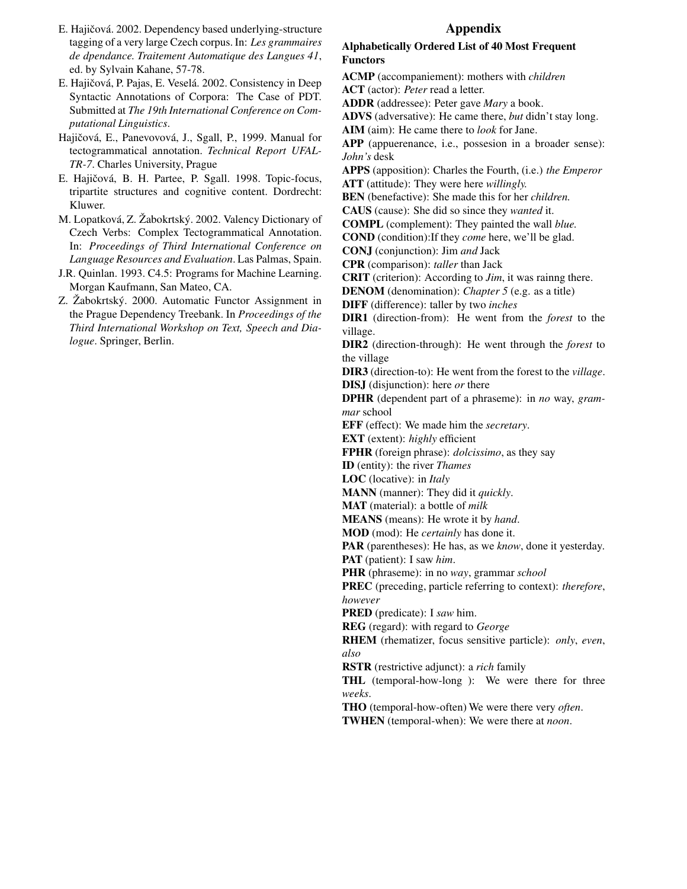E. Hajičová. 2002. Dependency based underlying-structure tagging of a very large Czech corpus. In: *Les grammaires de dpendance. Traitement Automatique des Langues 41*, ed. by Sylvain Kahane, 57-78.

E. Hajičová, P. Pajas, E. Veselá. 2002. Consistency in Deep Syntactic Annotations of Corpora: The Case of PDT. Submitted at *The 19th International Conference on Computational Linguistics*.

Hajičová, E., Panevovová, J., Sgall, P., 1999. Manual for tectogrammatical annotation. *Technical Report UFAL-TR-7*. Charles University, Prague

E. Hajičová, B. H. Partee, P. Sgall. 1998. Topic-focus, tripartite structures and cognitive content. Dordrecht: Kluwer.

M. Lopatková, Z. Žabokrtský. 2002. Valency Dictionary of Czech Verbs: Complex Tectogrammatical Annotation. In: *Proceedings of Third International Conference on Language Resources and Evaluation*. Las Palmas, Spain.

J.R. Quinlan. 1993. C4.5: Programs for Machine Learning. Morgan Kaufmann, San Mateo, CA.

Z. Žabokrtský. 2000. Automatic Functor Assignment in the Prague Dependency Treebank. In *Proceedings of the Third International Workshop on Text, Speech and Dialogue*. Springer, Berlin.

# Appendix

### Alphabetically Ordered List of 40 Most Frequent Functors

**ACMP** (accompaniement): mothers with *children*

**ACT** (actor): *Peter* read a letter.

**ADDR** (addressee): Peter gave *Mary* a book.

**ADVS** (adversative): He came there, *but* didn't stay long.

**AIM** (aim): He came there to *look* for Jane.

**APP** (appuerenance, i.e., possesion in a broader sense): *John's* desk

**APPS** (apposition): Charles the Fourth, (i.e.) *the Emperor*

**ATT** (attitude): They were here *willingly.*

**BEN** (benefactive): She made this for her *children.*

**CAUS** (cause): She did so since they *wanted* it.

**COMPL** (complement): They painted the wall *blue.*

**COND** (condition):If they *come* here, we'll be glad.

**CONJ** (conjunction): Jim *and* Jack

**CPR** (comparison): *taller* than Jack

**CRIT** (criterion): According to *Jim*, it was rainng there.

**DENOM** (denomination): *Chapter 5* (e.g. as a title)

**DIFF** (difference): taller by two *inches*

**DIR1** (direction-from): He went from the *forest* to the village.

**DIR2** (direction-through): He went through the *forest* to the village

**DIR3** (direction-to): He went from the forest to the *village*.

**DISJ** (disjunction): here *or* there

**DPHR** (dependent part of a phraseme): in *no* way, *grammar* school

**EFF** (effect): We made him the *secretary*.

**EXT** (extent): *highly* efficient

**FPHR** (foreign phrase): *dolcissimo*, as they say

**ID** (entity): the river *Thames*

**LOC** (locative): in *Italy*

**MANN** (manner): They did it *quickly*.

**MAT** (material): a bottle of *milk*

**MEANS** (means): He wrote it by *hand*.

**MOD** (mod): He *certainly* has done it.

**PAR** (parentheses): He has, as we *know*, done it yesterday.

**PAT** (patient): I saw *him*.

**PHR** (phraseme): in no *way*, grammar *school*

**PREC** (preceding, particle referring to context): *therefore*, *however*

**PRED** (predicate): I *saw* him.

**REG** (regard): with regard to *George*

**RHEM** (rhematizer, focus sensitive particle): *only*, *even*, *also*

**RSTR** (restrictive adjunct): a *rich* family

**THL** (temporal-how-long ): We were there for three *weeks*.

**THO** (temporal-how-often) We were there very *often*.

**TWHEN** (temporal-when): We were there at *noon*.